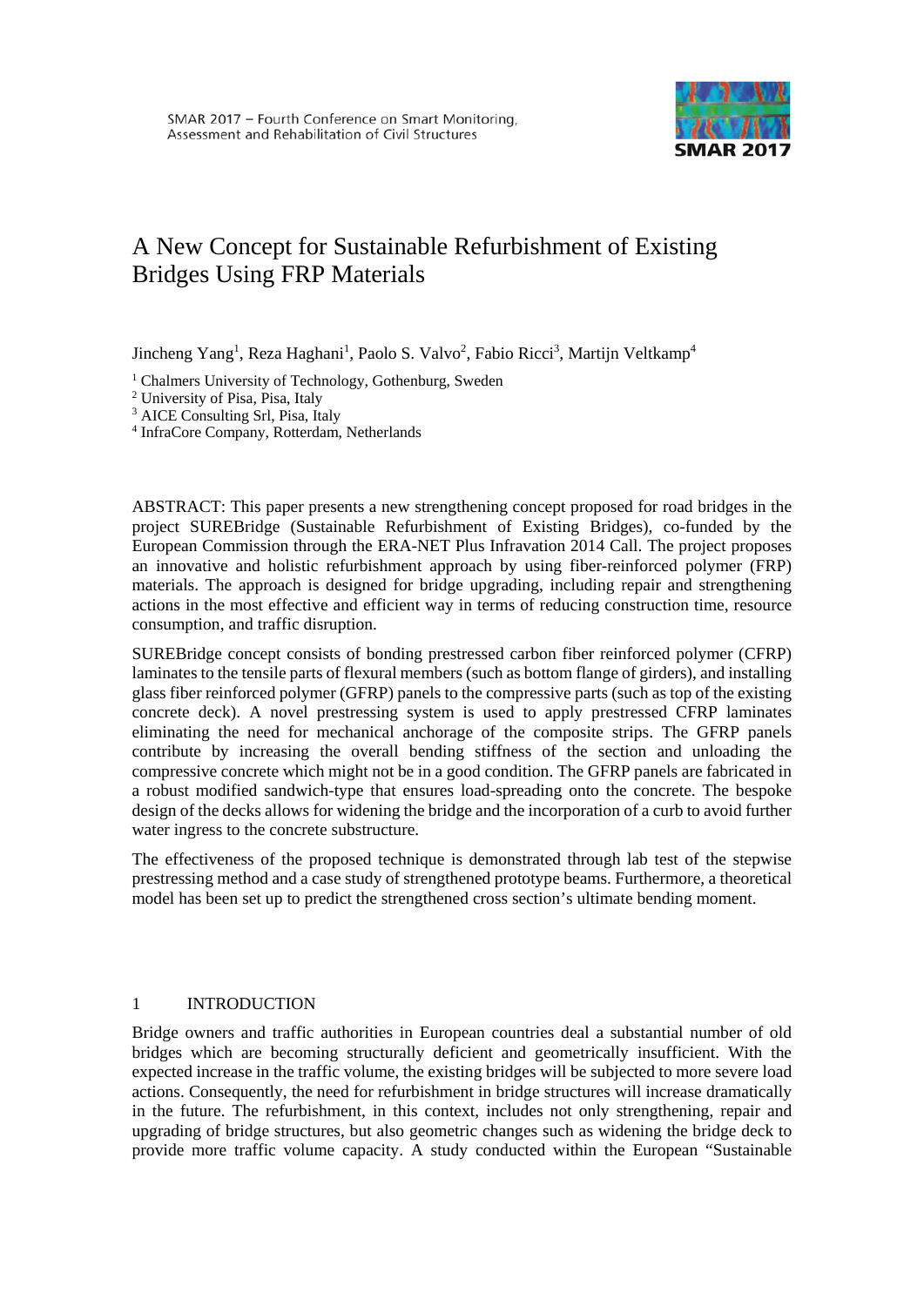# A New Concept for Sustainable Refurbishment of Existing Bridges Using FRP Materials

Jincheng Yang[1], Reza Haghani[1], Paolo S. Valvo[2], Fabio Ricci[3], Martijn Veltkamp[4]

[1] Chalmers University of Technology, Gothenburg, Sweden
[2] University of Pisa, Pisa, Italy
[3] AICE Consulting Srl, Pisa, Italy
[4] InfraCore Company, Rotterdam, Netherlands

ABSTRACT: This paper presents a new strengthening concept proposed for road bridges in the project SUREBridge (Sustainable Refurbishment of Existing Bridges), co-funded by the European Commission through the ERA-NET Plus Infravation 2014 Call. The project proposes an innovative and holistic refurbishment approach by using fiber-reinforced polymer (FRP) materials. The approach is designed for bridge upgrading, including repair and strengthening actions in the most effective and efficient way in terms of reducing construction time, resource consumption, and traffic disruption.

SUREBridge concept consists of bonding prestressed carbon fiber reinforced polymer (CFRP) laminates to the tensile parts of flexural members (such as bottom flange of girders), and installing glass fiber reinforced polymer (GFRP) panels to the compressive parts (such as top of the existing concrete deck). A novel prestressing system is used to apply prestressed CFRP laminates eliminating the need for mechanical anchorage of the composite strips. The GFRP panels contribute by increasing the overall bending stiffness of the section and unloading the compressive concrete which might not be in a good condition. The GFRP panels are fabricated in a robust modified sandwich-type that ensures load-spreading onto the concrete. The bespoke design of the decks allows for widening the bridge and the incorporation of a curb to avoid further water ingress to the concrete substructure.

The effectiveness of the proposed technique is demonstrated through lab test of the stepwise prestressing method and a case study of strengthened prototype beams. Furthermore, a theoretical model has been set up to predict the strengthened cross section's ultimate bending moment.

## 1 INTRODUCTION

Bridge owners and traffic authorities in European countries deal a substantial number of old bridges which are becoming structurally deficient and geometrically insufficient. With the expected increase in the traffic volume, the existing bridges will be subjected to more severe load actions. Consequently, the need for refurbishment in bridge structures will increase dramatically in the future. The refurbishment, in this context, includes not only strengthening, repair and upgrading of bridge structures, but also geometric changes such as widening the bridge deck to provide more traffic volume capacity. A study conducted within the European "Sustainable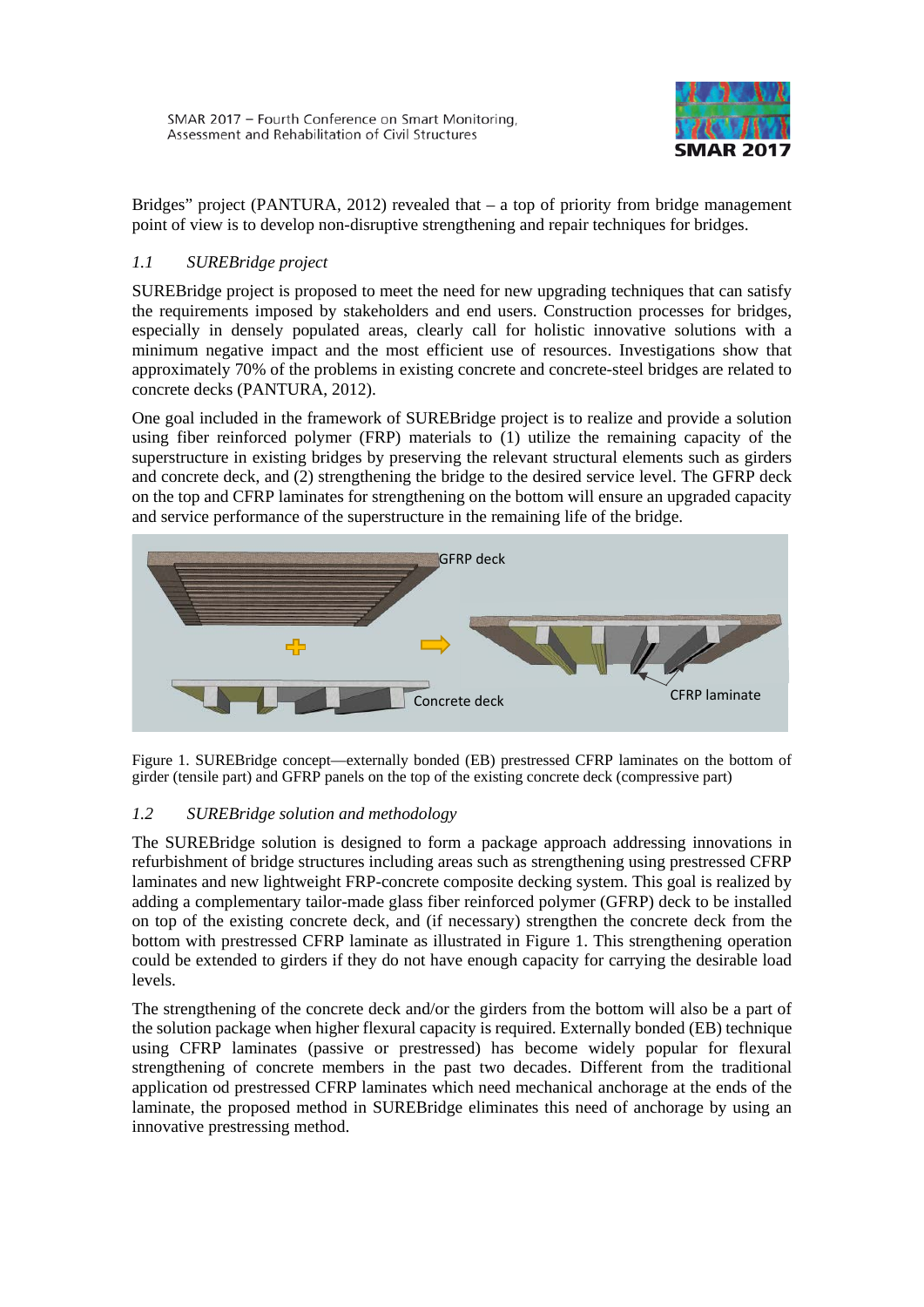Bridges" project (PANTURA, 2012) revealed that – a top of priority from bridge management point of view is to develop non-disruptive strengthening and repair techniques for bridges.

### *1.1 SUREBridge project*

SUREBridge project is proposed to meet the need for new upgrading techniques that can satisfy the requirements imposed by stakeholders and end users. Construction processes for bridges, especially in densely populated areas, clearly call for holistic innovative solutions with a minimum negative impact and the most efficient use of resources. Investigations show that approximately 70% of the problems in existing concrete and concrete-steel bridges are related to concrete decks (PANTURA, 2012).

One goal included in the framework of SUREBridge project is to realize and provide a solution using fiber reinforced polymer (FRP) materials to (1) utilize the remaining capacity of the superstructure in existing bridges by preserving the relevant structural elements such as girders and concrete deck, and (2) strengthening the bridge to the desired service level. The GFRP deck on the top and CFRP laminates for strengthening on the bottom will ensure an upgraded capacity and service performance of the superstructure in the remaining life of the bridge.

Figure 1. SUREBridge concept—externally bonded (EB) prestressed CFRP laminates on the bottom of girder (tensile part) and GFRP panels on the top of the existing concrete deck (compressive part)

### *1.2 SUREBridge solution and methodology*

The SUREBridge solution is designed to form a package approach addressing innovations in refurbishment of bridge structures including areas such as strengthening using prestressed CFRP laminates and new lightweight FRP-concrete composite decking system. This goal is realized by adding a complementary tailor-made glass fiber reinforced polymer (GFRP) deck to be installed on top of the existing concrete deck, and (if necessary) strengthen the concrete deck from the bottom with prestressed CFRP laminate as illustrated in Figure 1. This strengthening operation could be extended to girders if they do not have enough capacity for carrying the desirable load levels.

The strengthening of the concrete deck and/or the girders from the bottom will also be a part of the solution package when higher flexural capacity is required. Externally bonded (EB) technique using CFRP laminates (passive or prestressed) has become widely popular for flexural strengthening of concrete members in the past two decades. Different from the traditional application od prestressed CFRP laminates which need mechanical anchorage at the ends of the laminate, the proposed method in SUREBridge eliminates this need of anchorage by using an innovative prestressing method.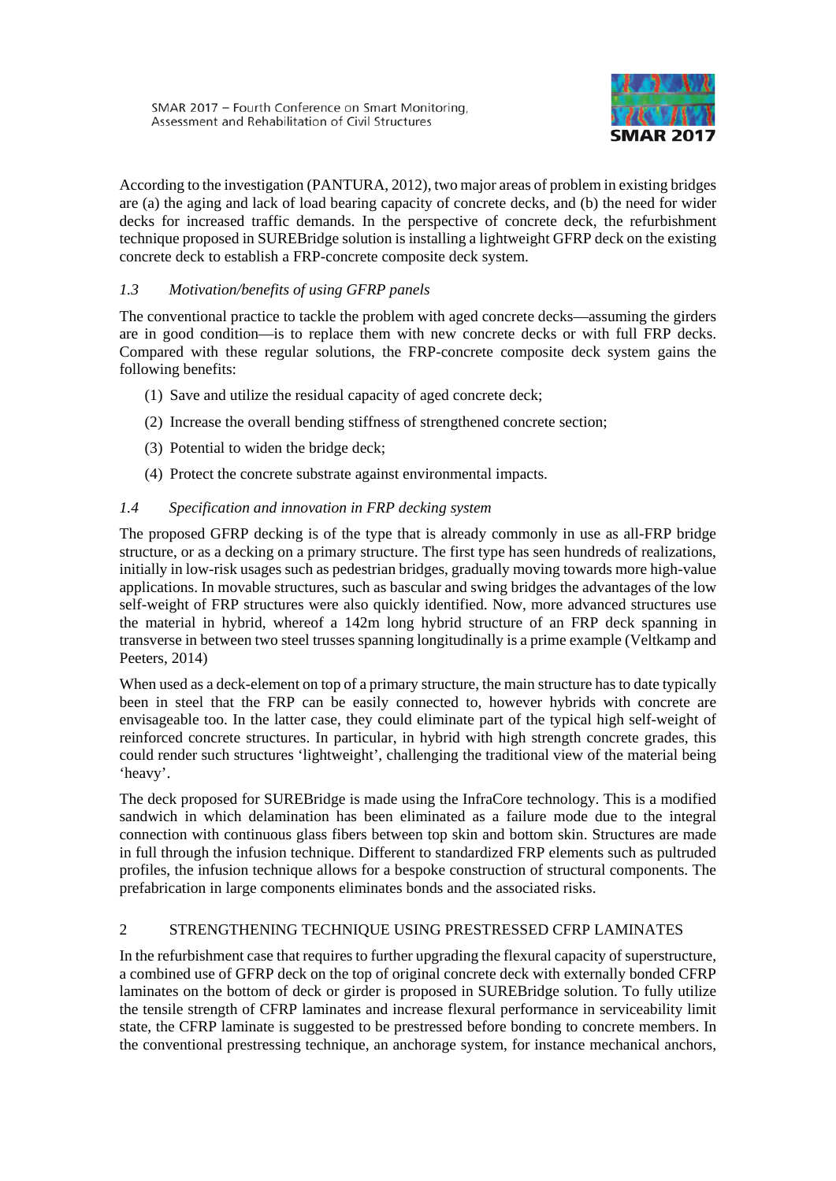According to the investigation (PANTURA, 2012), two major areas of problem in existing bridges are (a) the aging and lack of load bearing capacity of concrete decks, and (b) the need for wider decks for increased traffic demands. In the perspective of concrete deck, the refurbishment technique proposed in SUREBridge solution is installing a lightweight GFRP deck on the existing concrete deck to establish a FRP-concrete composite deck system.

### *1.3 Motivation/benefits of using GFRP panels*

The conventional practice to tackle the problem with aged concrete decks—assuming the girders are in good condition—is to replace them with new concrete decks or with full FRP decks. Compared with these regular solutions, the FRP-concrete composite deck system gains the following benefits:

(1) Save and utilize the residual capacity of aged concrete deck;

(2) Increase the overall bending stiffness of strengthened concrete section;

(3) Potential to widen the bridge deck;

(4) Protect the concrete substrate against environmental impacts.

### *1.4 Specification and innovation in FRP decking system*

The proposed GFRP decking is of the type that is already commonly in use as all-FRP bridge structure, or as a decking on a primary structure. The first type has seen hundreds of realizations, initially in low-risk usages such as pedestrian bridges, gradually moving towards more high-value applications. In movable structures, such as bascular and swing bridges the advantages of the low self-weight of FRP structures were also quickly identified. Now, more advanced structures use the material in hybrid, whereof a 142m long hybrid structure of an FRP deck spanning in transverse in between two steel trusses spanning longitudinally is a prime example (Veltkamp and Peeters, 2014)

When used as a deck-element on top of a primary structure, the main structure has to date typically been in steel that the FRP can be easily connected to, however hybrids with concrete are envisageable too. In the latter case, they could eliminate part of the typical high self-weight of reinforced concrete structures. In particular, in hybrid with high strength concrete grades, this could render such structures 'lightweight', challenging the traditional view of the material being 'heavy'.

The deck proposed for SUREBridge is made using the InfraCore technology. This is a modified sandwich in which delamination has been eliminated as a failure mode due to the integral connection with continuous glass fibers between top skin and bottom skin. Structures are made in full through the infusion technique. Different to standardized FRP elements such as pultruded profiles, the infusion technique allows for a bespoke construction of structural components. The prefabrication in large components eliminates bonds and the associated risks.

## 2 STRENGTHENING TECHNIQUE USING PRESTRESSED CFRP LAMINATES

In the refurbishment case that requires to further upgrading the flexural capacity of superstructure, a combined use of GFRP deck on the top of original concrete deck with externally bonded CFRP laminates on the bottom of deck or girder is proposed in SUREBridge solution. To fully utilize the tensile strength of CFRP laminates and increase flexural performance in serviceability limit state, the CFRP laminate is suggested to be prestressed before bonding to concrete members. In the conventional prestressing technique, an anchorage system, for instance mechanical anchors,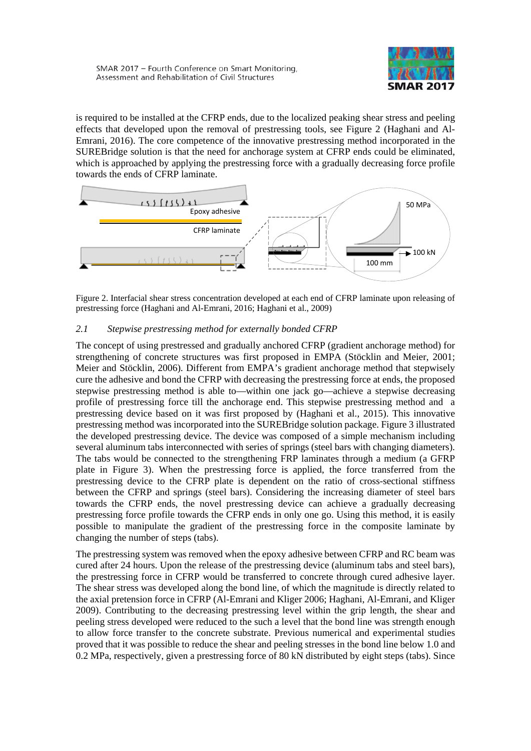is required to be installed at the CFRP ends, due to the localized peaking shear stress and peeling effects that developed upon the removal of prestressing tools, see Figure 2 (Haghani and Al-Emrani, 2016). The core competence of the innovative prestressing method incorporated in the SUREBridge solution is that the need for anchorage system at CFRP ends could be eliminated, which is approached by applying the prestressing force with a gradually decreasing force profile towards the ends of CFRP laminate.

Figure 2. Interfacial shear stress concentration developed at each end of CFRP laminate upon releasing of prestressing force (Haghani and Al-Emrani, 2016; Haghani et al., 2009)

### *2.1 Stepwise prestressing method for externally bonded CFRP*

The concept of using prestressed and gradually anchored CFRP (gradient anchorage method) for strengthening of concrete structures was first proposed in EMPA (Stöcklin and Meier, 2001; Meier and Stöcklin, 2006). Different from EMPA's gradient anchorage method that stepwisely cure the adhesive and bond the CFRP with decreasing the prestressing force at ends, the proposed stepwise prestressing method is able to—within one jack go—achieve a stepwise decreasing profile of prestressing force till the anchorage end. This stepwise prestressing method and a prestressing device based on it was first proposed by (Haghani et al., 2015). This innovative prestressing method was incorporated into the SUREBridge solution package. Figure 3 illustrated the developed prestressing device. The device was composed of a simple mechanism including several aluminum tabs interconnected with series of springs (steel bars with changing diameters). The tabs would be connected to the strengthening FRP laminates through a medium (a GFRP plate in Figure 3). When the prestressing force is applied, the force transferred from the prestressing device to the CFRP plate is dependent on the ratio of cross-sectional stiffness between the CFRP and springs (steel bars). Considering the increasing diameter of steel bars towards the CFRP ends, the novel prestressing device can achieve a gradually decreasing prestressing force profile towards the CFRP ends in only one go. Using this method, it is easily possible to manipulate the gradient of the prestressing force in the composite laminate by changing the number of steps (tabs).

The prestressing system was removed when the epoxy adhesive between CFRP and RC beam was cured after 24 hours. Upon the release of the prestressing device (aluminum tabs and steel bars), the prestressing force in CFRP would be transferred to concrete through cured adhesive layer. The shear stress was developed along the bond line, of which the magnitude is directly related to the axial pretension force in CFRP (Al-Emrani and Kliger 2006; Haghani, Al-Emrani, and Kliger 2009). Contributing to the decreasing prestressing level within the grip length, the shear and peeling stress developed were reduced to the such a level that the bond line was strength enough to allow force transfer to the concrete substrate. Previous numerical and experimental studies proved that it was possible to reduce the shear and peeling stresses in the bond line below 1.0 and 0.2 MPa, respectively, given a prestressing force of 80 kN distributed by eight steps (tabs). Since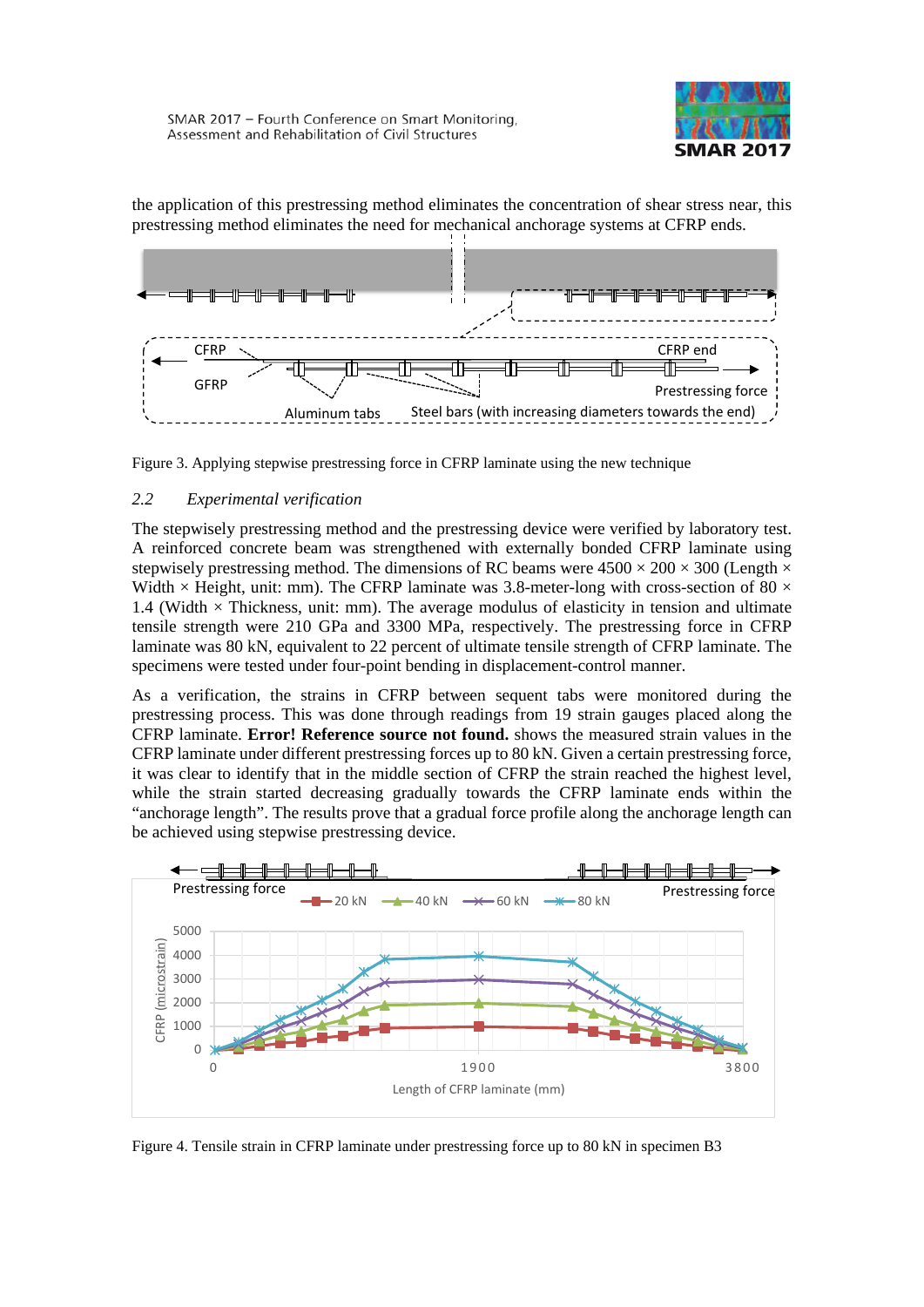the application of this prestressing method eliminates the concentration of shear stress near, this prestressing method eliminates the need for mechanical anchorage systems at CFRP ends.

Figure 3. Applying stepwise prestressing force in CFRP laminate using the new technique

### *2.2 Experimental verification*

The stepwisely prestressing method and the prestressing device were verified by laboratory test. A reinforced concrete beam was strengthened with externally bonded CFRP laminate using stepwisely prestressing method. The dimensions of RC beams were 4500 × 200 × 300 (Length × Width × Height, unit: mm). The CFRP laminate was 3.8-meter-long with cross-section of 80 × 1.4 (Width × Thickness, unit: mm). The average modulus of elasticity in tension and ultimate tensile strength were 210 GPa and 3300 MPa, respectively. The prestressing force in CFRP laminate was 80 kN, equivalent to 22 percent of ultimate tensile strength of CFRP laminate. The specimens were tested under four-point bending in displacement-control manner.

As a verification, the strains in CFRP between sequent tabs were monitored during the prestressing process. This was done through readings from 19 strain gauges placed along the CFRP laminate. **Error! Reference source not found.** shows the measured strain values in the CFRP laminate under different prestressing forces up to 80 kN. Given a certain prestressing force, it was clear to identify that in the middle section of CFRP the strain reached the highest level, while the strain started decreasing gradually towards the CFRP laminate ends within the "anchorage length". The results prove that a gradual force profile along the anchorage length can be achieved using stepwise prestressing device.

Figure 4. Tensile strain in CFRP laminate under prestressing force up to 80 kN in specimen B3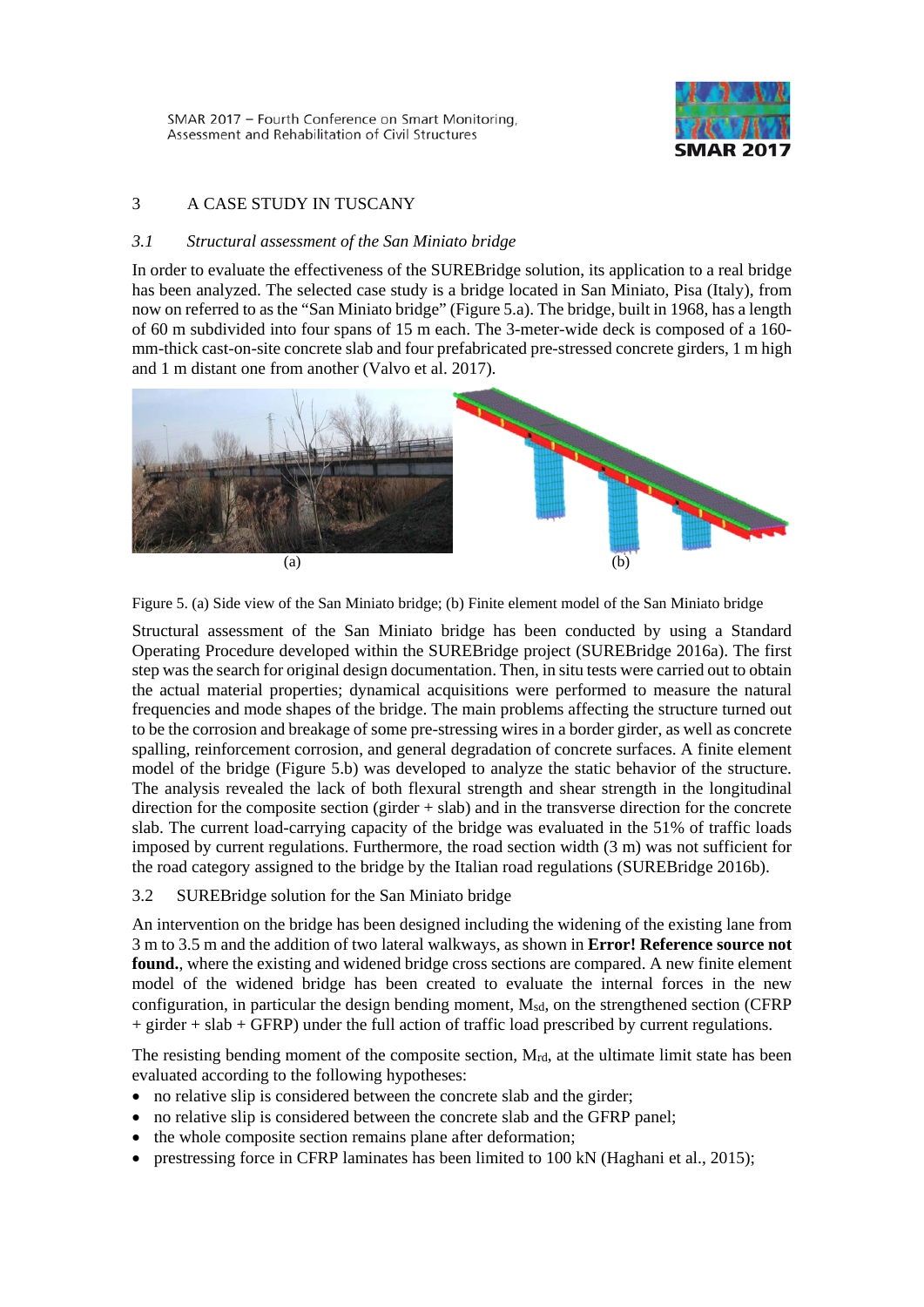## 3 A CASE STUDY IN TUSCANY

### *3.1 Structural assessment of the San Miniato bridge*

In order to evaluate the effectiveness of the SUREBridge solution, its application to a real bridge has been analyzed. The selected case study is a bridge located in San Miniato, Pisa (Italy), from now on referred to as the "San Miniato bridge" (Figure 5.a). The bridge, built in 1968, has a length of 60 m subdivided into four spans of 15 m each. The 3-meter-wide deck is composed of a 160-mm-thick cast-on-site concrete slab and four prefabricated pre-stressed concrete girders, 1 m high and 1 m distant one from another (Valvo et al. 2017).

(a) (b)

Figure 5. (a) Side view of the San Miniato bridge; (b) Finite element model of the San Miniato bridge

Structural assessment of the San Miniato bridge has been conducted by using a Standard Operating Procedure developed within the SUREBridge project (SUREBridge 2016a). The first step was the search for original design documentation. Then, in situ tests were carried out to obtain the actual material properties; dynamical acquisitions were performed to measure the natural frequencies and mode shapes of the bridge. The main problems affecting the structure turned out to be the corrosion and breakage of some pre-stressing wires in a border girder, as well as concrete spalling, reinforcement corrosion, and general degradation of concrete surfaces. A finite element model of the bridge (Figure 5.b) was developed to analyze the static behavior of the structure. The analysis revealed the lack of both flexural strength and shear strength in the longitudinal direction for the composite section (girder + slab) and in the transverse direction for the concrete slab. The current load-carrying capacity of the bridge was evaluated in the 51% of traffic loads imposed by current regulations. Furthermore, the road section width (3 m) was not sufficient for the road category assigned to the bridge by the Italian road regulations (SUREBridge 2016b).

### 3.2 SUREBridge solution for the San Miniato bridge

An intervention on the bridge has been designed including the widening of the existing lane from 3 m to 3.5 m and the addition of two lateral walkways, as shown in **Error! Reference source not found.**, where the existing and widened bridge cross sections are compared. A new finite element model of the widened bridge has been created to evaluate the internal forces in the new configuration, in particular the design bending moment, $M_{sd}$, on the strengthened section (CFRP + girder + slab + GFRP) under the full action of traffic load prescribed by current regulations.

The resisting bending moment of the composite section, $M_{rd}$, at the ultimate limit state has been evaluated according to the following hypotheses:

- no relative slip is considered between the concrete slab and the girder;
- no relative slip is considered between the concrete slab and the GFRP panel;
- the whole composite section remains plane after deformation;
- prestressing force in CFRP laminates has been limited to 100 kN (Haghani et al., 2015);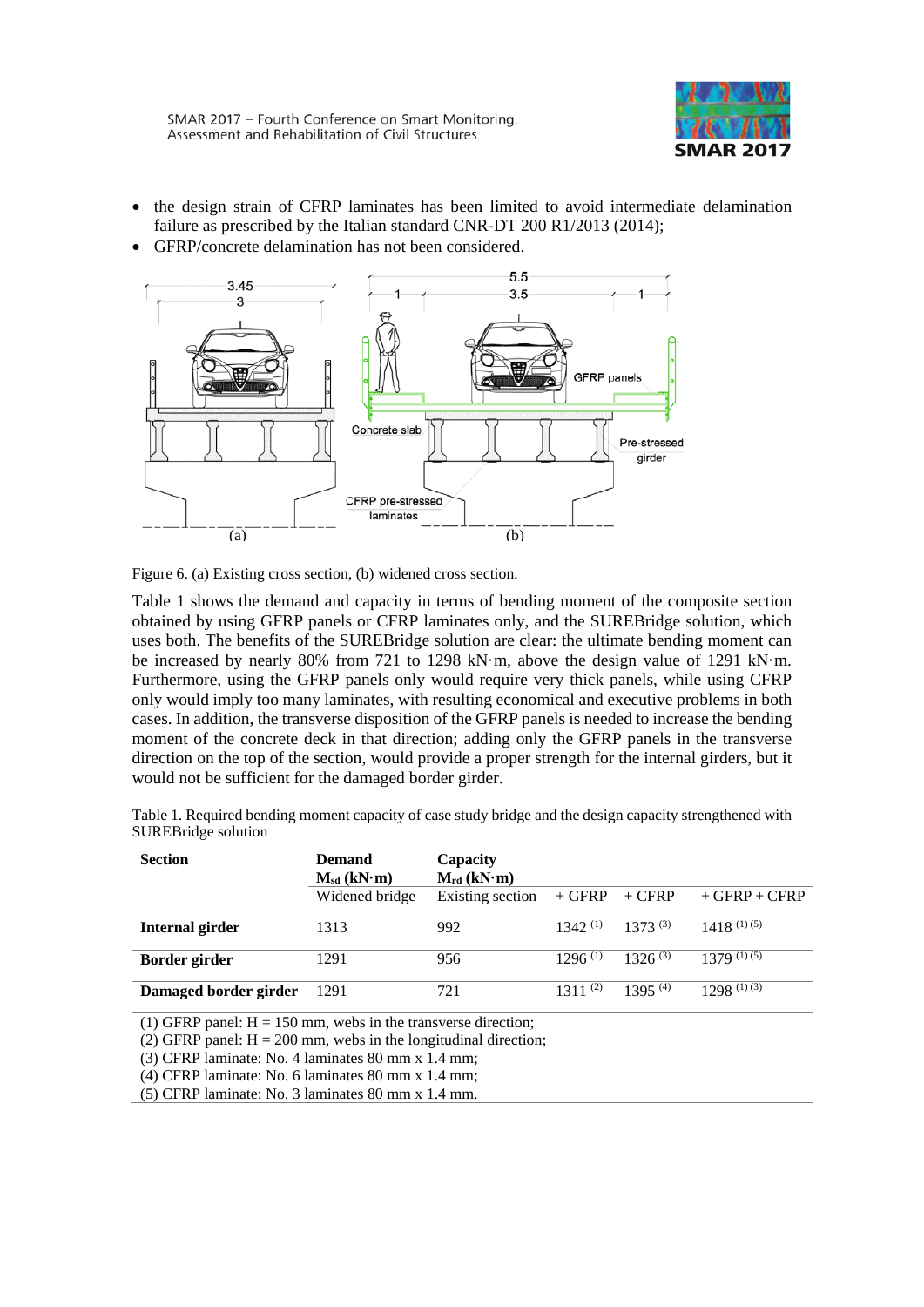- the design strain of CFRP laminates has been limited to avoid intermediate delamination failure as prescribed by the Italian standard CNR-DT 200 R1/2013 (2014);
- GFRP/concrete delamination has not been considered.

Figure 6. (a) Existing cross section, (b) widened cross section.

Table 1 shows the demand and capacity in terms of bending moment of the composite section obtained by using GFRP panels or CFRP laminates only, and the SUREBridge solution, which uses both. The benefits of the SUREBridge solution are clear: the ultimate bending moment can be increased by nearly 80% from 721 to 1298 kN·m, above the design value of 1291 kN·m. Furthermore, using the GFRP panels only would require very thick panels, while using CFRP only would imply too many laminates, with resulting economical and executive problems in both cases. In addition, the transverse disposition of the GFRP panels is needed to increase the bending moment of the concrete deck in that direction; adding only the GFRP panels in the transverse direction on the top of the section, would provide a proper strength for the internal girders, but it would not be sufficient for the damaged border girder.

Table 1. Required bending moment capacity of case study bridge and the design capacity strengthened with SUREBridge solution

| **Section** | **Demand** $M_{sd}$ **(kN·m)** | **Capacity** $M_{rd}$ **(kN·m)** | | | |
|---|---|---|---|---|---|
| | Widened bridge | Existing section | + GFRP | + CFRP | + GFRP + CFRP |
| **Internal girder** | 1313 | 992 | 1342 (1) | 1373 (3) | 1418 (1) (5) |
| **Border girder** | 1291 | 956 | 1296 (1) | 1326 (3) | 1379 (1) (5) |
| **Damaged border girder** | 1291 | 721 | 1311 (2) | 1395 (4) | 1298 (1) (3) |

(1) GFRP panel: H = 150 mm, webs in the transverse direction;
(2) GFRP panel: H = 200 mm, webs in the longitudinal direction;
(3) CFRP laminate: No. 4 laminates 80 mm x 1.4 mm;
(4) CFRP laminate: No. 6 laminates 80 mm x 1.4 mm;
(5) CFRP laminate: No. 3 laminates 80 mm x 1.4 mm.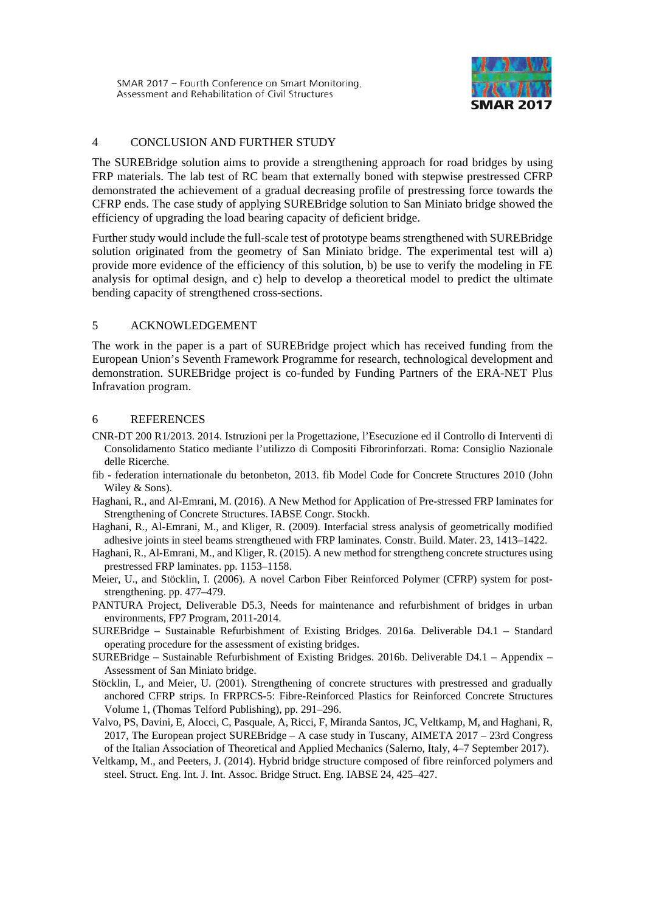## 4 CONCLUSION AND FURTHER STUDY

The SUREBridge solution aims to provide a strengthening approach for road bridges by using FRP materials. The lab test of RC beam that externally boned with stepwise prestressed CFRP demonstrated the achievement of a gradual decreasing profile of prestressing force towards the CFRP ends. The case study of applying SUREBridge solution to San Miniato bridge showed the efficiency of upgrading the load bearing capacity of deficient bridge.

Further study would include the full-scale test of prototype beams strengthened with SUREBridge solution originated from the geometry of San Miniato bridge. The experimental test will a) provide more evidence of the efficiency of this solution, b) be use to verify the modeling in FE analysis for optimal design, and c) help to develop a theoretical model to predict the ultimate bending capacity of strengthened cross-sections.

## 5 ACKNOWLEDGEMENT

The work in the paper is a part of SUREBridge project which has received funding from the European Union's Seventh Framework Programme for research, technological development and demonstration. SUREBridge project is co-funded by Funding Partners of the ERA-NET Plus Infravation program.

## 6 REFERENCES

CNR-DT 200 R1/2013. 2014. Istruzioni per la Progettazione, l'Esecuzione ed il Controllo di Interventi di Consolidamento Statico mediante l'utilizzo di Compositi Fibrorinforzati. Roma: Consiglio Nazionale delle Ricerche.

fib - federation internationale du betonbeton, 2013. fib Model Code for Concrete Structures 2010 (John Wiley & Sons).

Haghani, R., and Al-Emrani, M. (2016). A New Method for Application of Pre-stressed FRP laminates for Strengthening of Concrete Structures. IABSE Congr. Stockh.

Haghani, R., Al-Emrani, M., and Kliger, R. (2009). Interfacial stress analysis of geometrically modified adhesive joints in steel beams strengthened with FRP laminates. Constr. Build. Mater. 23, 1413–1422.

Haghani, R., Al-Emrani, M., and Kliger, R. (2015). A new method for strengtheng concrete structures using prestressed FRP laminates. pp. 1153–1158.

Meier, U., and Stöcklin, I. (2006). A novel Carbon Fiber Reinforced Polymer (CFRP) system for post-strengthening. pp. 477–479.

PANTURA Project, Deliverable D5.3, Needs for maintenance and refurbishment of bridges in urban environments, FP7 Program, 2011-2014.

SUREBridge – Sustainable Refurbishment of Existing Bridges. 2016a. Deliverable D4.1 – Standard operating procedure for the assessment of existing bridges.

SUREBridge – Sustainable Refurbishment of Existing Bridges. 2016b. Deliverable D4.1 – Appendix – Assessment of San Miniato bridge.

Stöcklin, I., and Meier, U. (2001). Strengthening of concrete structures with prestressed and gradually anchored CFRP strips. In FRPRCS-5: Fibre-Reinforced Plastics for Reinforced Concrete Structures Volume 1, (Thomas Telford Publishing), pp. 291–296.

Valvo, PS, Davini, E, Alocci, C, Pasquale, A, Ricci, F, Miranda Santos, JC, Veltkamp, M, and Haghani, R, 2017, The European project SUREBridge – A case study in Tuscany, AIMETA 2017 – 23rd Congress of the Italian Association of Theoretical and Applied Mechanics (Salerno, Italy, 4–7 September 2017).

Veltkamp, M., and Peeters, J. (2014). Hybrid bridge structure composed of fibre reinforced polymers and steel. Struct. Eng. Int. J. Int. Assoc. Bridge Struct. Eng. IABSE 24, 425–427.